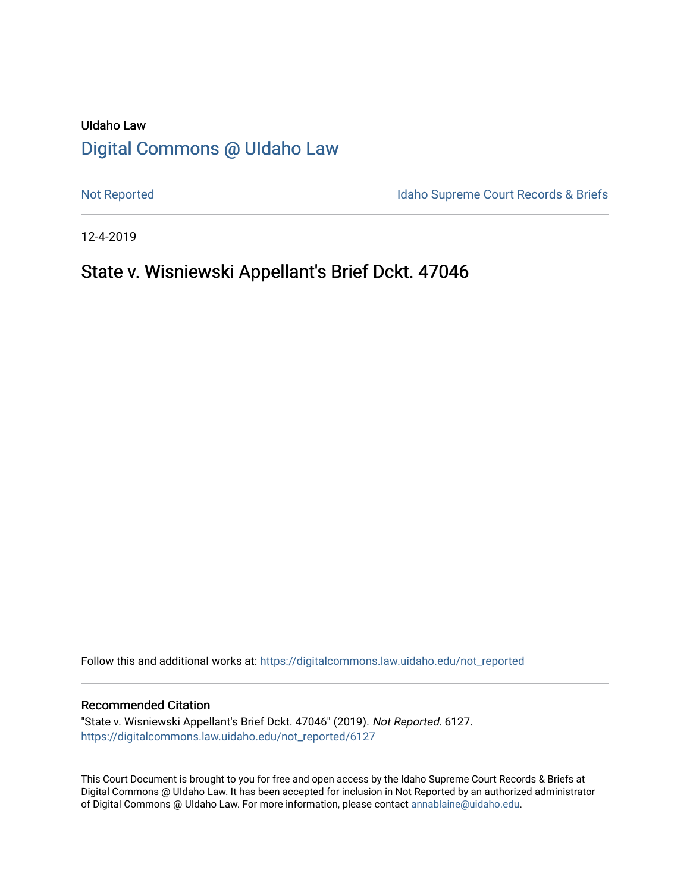UIdaho Law

# Digital Commons @ UIdaho Law

Not Reported

Idaho Supreme Court Records & Briefs

12-4-2019

## State v. Wisniewski Appellant's Brief Dckt. 47046

Follow this and additional works at: https://digitalcommons.law.uidaho.edu/not_reported

### Recommended Citation

"State v. Wisniewski Appellant's Brief Dckt. 47046" (2019). *Not Reported*. 6127.
https://digitalcommons.law.uidaho.edu/not_reported/6127

This Court Document is brought to you for free and open access by the Idaho Supreme Court Records & Briefs at Digital Commons @ UIdaho Law. It has been accepted for inclusion in Not Reported by an authorized administrator of Digital Commons @ UIdaho Law. For more information, please contact annablaine@uidaho.edu.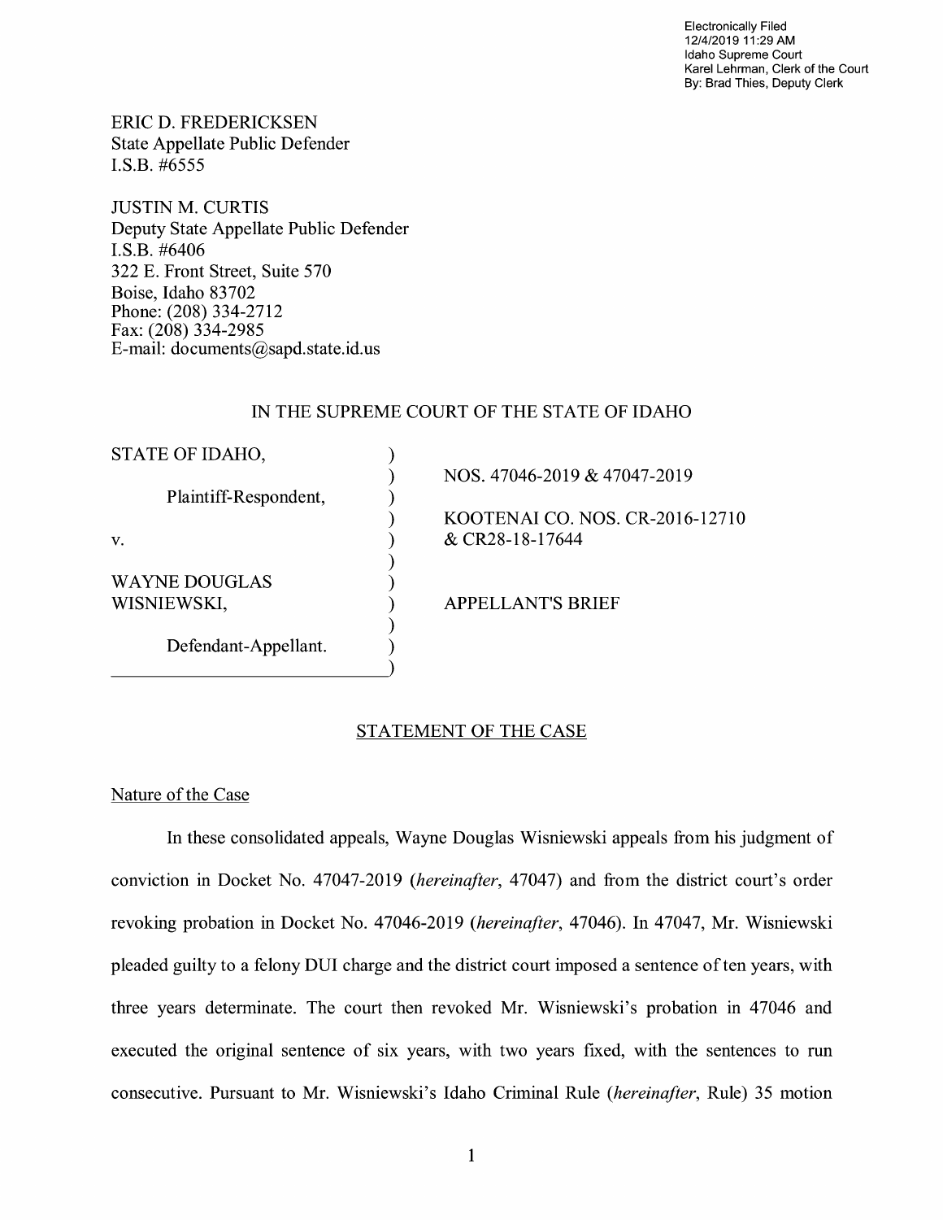Electronically Filed
12/4/2019 11:29 AM
Idaho Supreme Court
Karel Lehrman, Clerk of the Court
By: Brad Thies, Deputy Clerk

ERIC D. FREDERICKSEN
State Appellate Public Defender
I.S.B. #6555

JUSTIN M. CURTIS
Deputy State Appellate Public Defender
I.S.B. #6406
322 E. Front Street, Suite 570
Boise, Idaho 83702
Phone: (208) 334-2712
Fax: (208) 334-2985
E-mail: documents@sapd.state.id.us

IN THE SUPREME COURT OF THE STATE OF IDAHO

| | | |
|---|---|---|
| STATE OF IDAHO, | ) | |
| | ) | NOS. 47046-2019 & 47047-2019 |
| Plaintiff-Respondent, | ) | |
| | ) | KOOTENAI CO. NOS. CR-2016-12710 |
| v. | ) | & CR28-18-17644 |
| | ) | |
| WAYNE DOUGLAS | ) | |
| WISNIEWSKI, | ) | APPELLANT'S BRIEF |
| | ) | |
| Defendant-Appellant. | ) | |
| | ) | |

## STATEMENT OF THE CASE

### Nature of the Case

In these consolidated appeals, Wayne Douglas Wisniewski appeals from his judgment of conviction in Docket No. 47047-2019 (*hereinafter*, 47047) and from the district court's order revoking probation in Docket No. 47046-2019 (*hereinafter*, 47046). In 47047, Mr. Wisniewski pleaded guilty to a felony DUI charge and the district court imposed a sentence of ten years, with three years determinate. The court then revoked Mr. Wisniewski's probation in 47046 and executed the original sentence of six years, with two years fixed, with the sentences to run consecutive. Pursuant to Mr. Wisniewski's Idaho Criminal Rule (*hereinafter*, Rule) 35 motion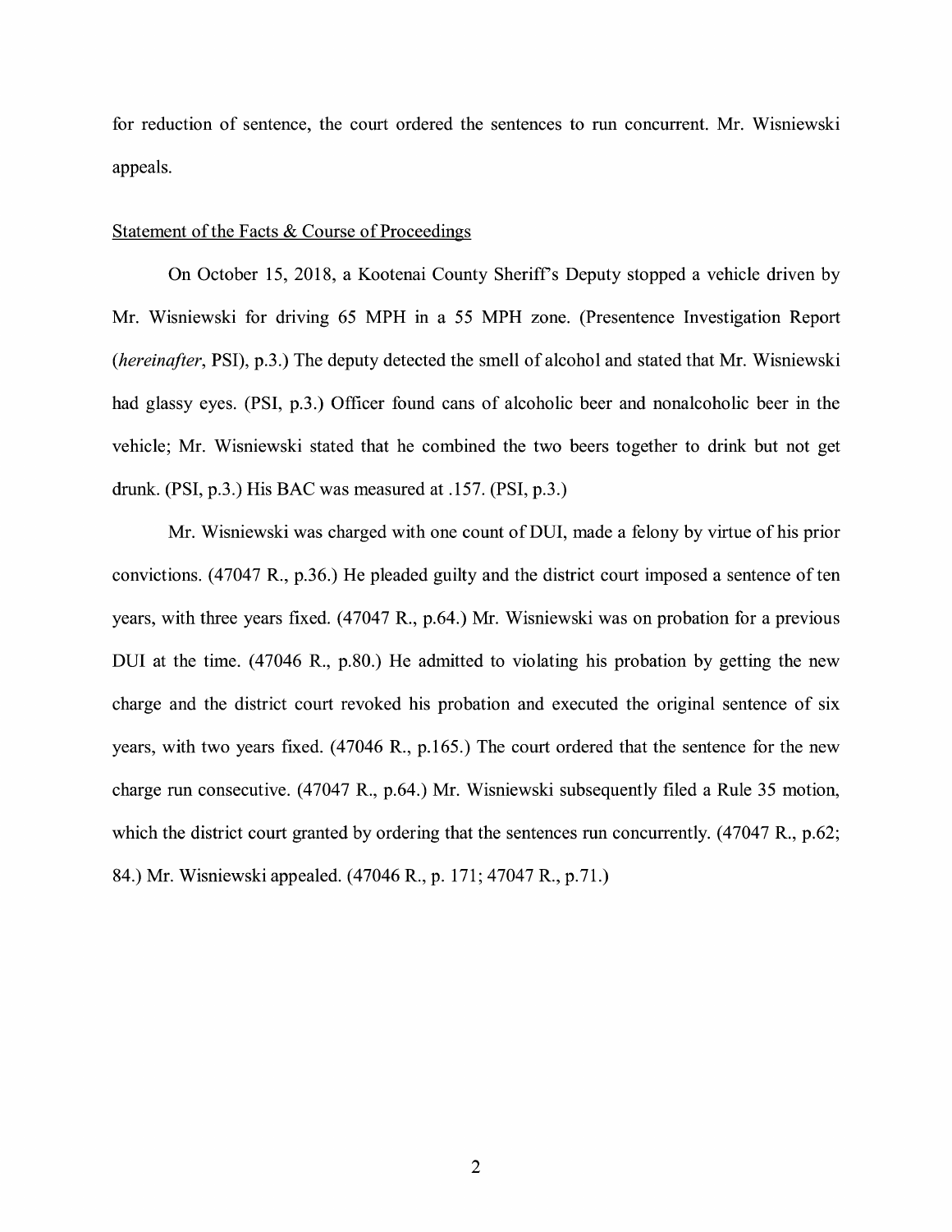for reduction of sentence, the court ordered the sentences to run concurrent. Mr. Wisniewski appeals.

Statement of the Facts & Course of Proceedings

On October 15, 2018, a Kootenai County Sheriff's Deputy stopped a vehicle driven by Mr. Wisniewski for driving 65 MPH in a 55 MPH zone. (Presentence Investigation Report (*hereinafter*, PSI), p.3.) The deputy detected the smell of alcohol and stated that Mr. Wisniewski had glassy eyes. (PSI, p.3.) Officer found cans of alcoholic beer and nonalcoholic beer in the vehicle; Mr. Wisniewski stated that he combined the two beers together to drink but not get drunk. (PSI, p.3.) His BAC was measured at .157. (PSI, p.3.)

Mr. Wisniewski was charged with one count of DUI, made a felony by virtue of his prior convictions. (47047 R., p.36.) He pleaded guilty and the district court imposed a sentence of ten years, with three years fixed. (47047 R., p.64.) Mr. Wisniewski was on probation for a previous DUI at the time. (47046 R., p.80.) He admitted to violating his probation by getting the new charge and the district court revoked his probation and executed the original sentence of six years, with two years fixed. (47046 R., p.165.) The court ordered that the sentence for the new charge run consecutive. (47047 R., p.64.) Mr. Wisniewski subsequently filed a Rule 35 motion, which the district court granted by ordering that the sentences run concurrently. (47047 R., p.62; 84.) Mr. Wisniewski appealed. (47046 R., p. 171; 47047 R., p.71.)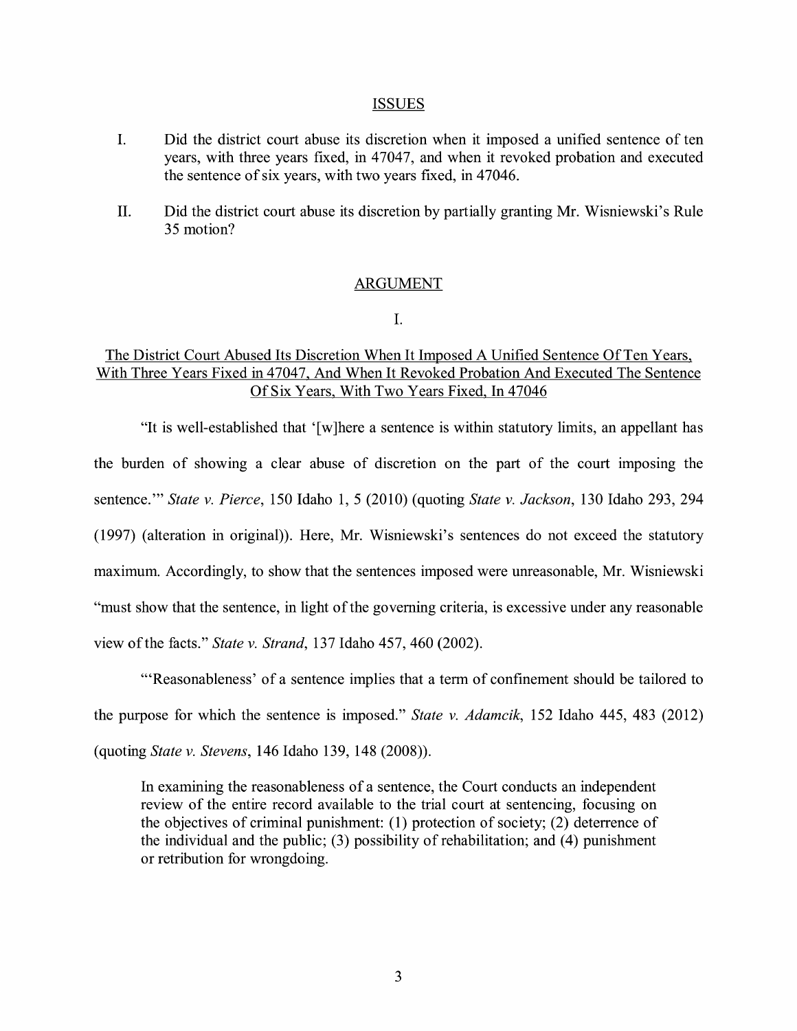## ISSUES

I. Did the district court abuse its discretion when it imposed a unified sentence of ten years, with three years fixed, in 47047, and when it revoked probation and executed the sentence of six years, with two years fixed, in 47046.

II. Did the district court abuse its discretion by partially granting Mr. Wisniewski's Rule 35 motion?

## ARGUMENT

### I.

### The District Court Abused Its Discretion When It Imposed A Unified Sentence Of Ten Years, With Three Years Fixed in 47047, And When It Revoked Probation And Executed The Sentence Of Six Years, With Two Years Fixed, In 47046

"It is well-established that '[w]here a sentence is within statutory limits, an appellant has the burden of showing a clear abuse of discretion on the part of the court imposing the sentence.'" *State v. Pierce*, 150 Idaho 1, 5 (2010) (quoting *State v. Jackson*, 130 Idaho 293, 294 (1997) (alteration in original)). Here, Mr. Wisniewski's sentences do not exceed the statutory maximum. Accordingly, to show that the sentences imposed were unreasonable, Mr. Wisniewski "must show that the sentence, in light of the governing criteria, is excessive under any reasonable view of the facts." *State v. Strand*, 137 Idaho 457, 460 (2002).

"'Reasonableness' of a sentence implies that a term of confinement should be tailored to the purpose for which the sentence is imposed." *State v. Adamcik*, 152 Idaho 445, 483 (2012) (quoting *State v. Stevens*, 146 Idaho 139, 148 (2008)).

> In examining the reasonableness of a sentence, the Court conducts an independent review of the entire record available to the trial court at sentencing, focusing on the objectives of criminal punishment: (1) protection of society; (2) deterrence of the individual and the public; (3) possibility of rehabilitation; and (4) punishment or retribution for wrongdoing.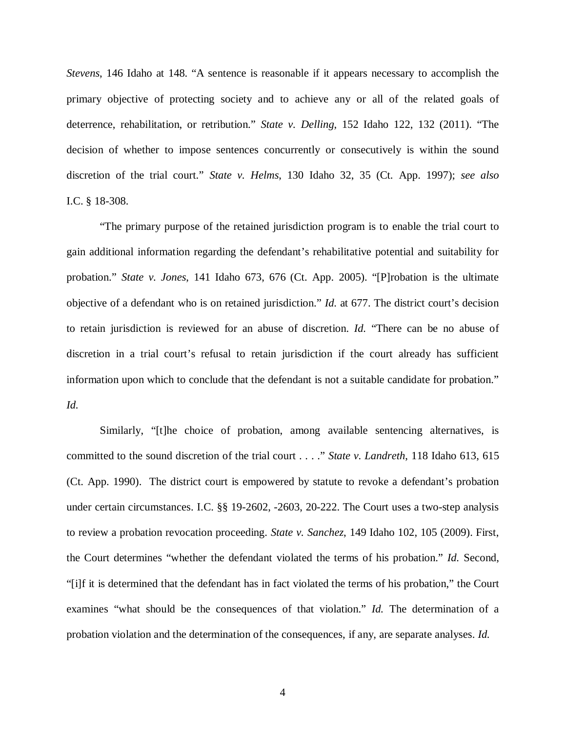*Stevens*, 146 Idaho at 148. "A sentence is reasonable if it appears necessary to accomplish the primary objective of protecting society and to achieve any or all of the related goals of deterrence, rehabilitation, or retribution." *State v. Delling*, 152 Idaho 122, 132 (2011). "The decision of whether to impose sentences concurrently or consecutively is within the sound discretion of the trial court." *State v. Helms*, 130 Idaho 32, 35 (Ct. App. 1997); *see also* I.C. § 18-308.

"The primary purpose of the retained jurisdiction program is to enable the trial court to gain additional information regarding the defendant's rehabilitative potential and suitability for probation." *State v. Jones*, 141 Idaho 673, 676 (Ct. App. 2005). "[P]robation is the ultimate objective of a defendant who is on retained jurisdiction." *Id.* at 677. The district court's decision to retain jurisdiction is reviewed for an abuse of discretion. *Id.* "There can be no abuse of discretion in a trial court's refusal to retain jurisdiction if the court already has sufficient information upon which to conclude that the defendant is not a suitable candidate for probation." *Id.*

Similarly, "[t]he choice of probation, among available sentencing alternatives, is committed to the sound discretion of the trial court . . . ." *State v. Landreth*, 118 Idaho 613, 615 (Ct. App. 1990). The district court is empowered by statute to revoke a defendant's probation under certain circumstances. I.C. §§ 19-2602, -2603, 20-222. The Court uses a two-step analysis to review a probation revocation proceeding. *State v. Sanchez*, 149 Idaho 102, 105 (2009). First, the Court determines "whether the defendant violated the terms of his probation." *Id.* Second, "[i]f it is determined that the defendant has in fact violated the terms of his probation," the Court examines "what should be the consequences of that violation." *Id.* The determination of a probation violation and the determination of the consequences, if any, are separate analyses. *Id.*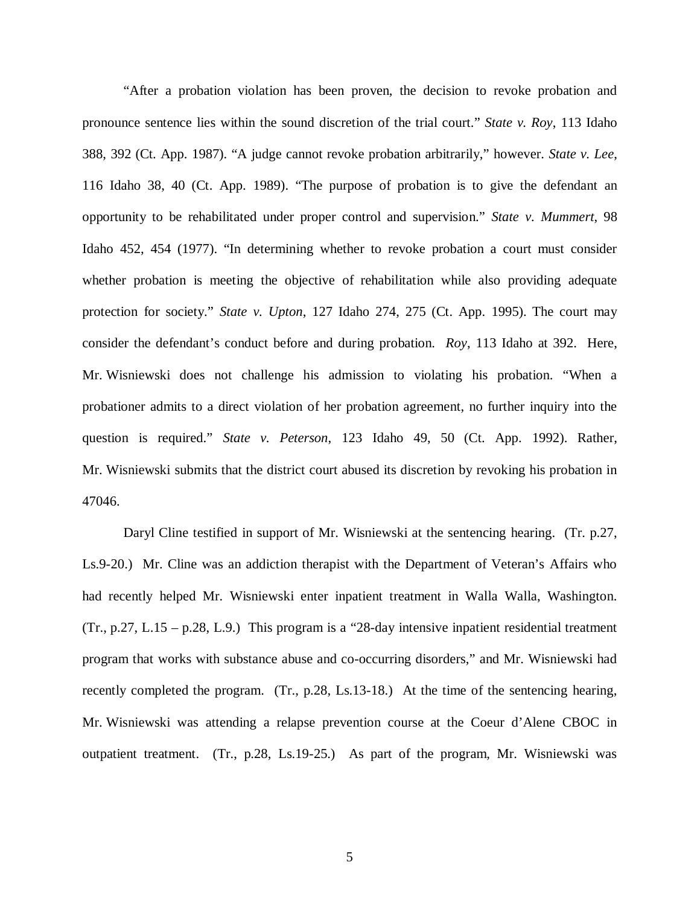"After a probation violation has been proven, the decision to revoke probation and pronounce sentence lies within the sound discretion of the trial court." *State v. Roy*, 113 Idaho 388, 392 (Ct. App. 1987). "A judge cannot revoke probation arbitrarily," however. *State v. Lee*, 116 Idaho 38, 40 (Ct. App. 1989). "The purpose of probation is to give the defendant an opportunity to be rehabilitated under proper control and supervision." *State v. Mummert*, 98 Idaho 452, 454 (1977). "In determining whether to revoke probation a court must consider whether probation is meeting the objective of rehabilitation while also providing adequate protection for society." *State v. Upton*, 127 Idaho 274, 275 (Ct. App. 1995). The court may consider the defendant's conduct before and during probation. *Roy*, 113 Idaho at 392. Here, Mr. Wisniewski does not challenge his admission to violating his probation. "When a probationer admits to a direct violation of her probation agreement, no further inquiry into the question is required." *State v. Peterson*, 123 Idaho 49, 50 (Ct. App. 1992). Rather, Mr. Wisniewski submits that the district court abused its discretion by revoking his probation in 47046.

Daryl Cline testified in support of Mr. Wisniewski at the sentencing hearing. (Tr. p.27, Ls.9-20.) Mr. Cline was an addiction therapist with the Department of Veteran's Affairs who had recently helped Mr. Wisniewski enter inpatient treatment in Walla Walla, Washington. (Tr., p.27, L.15 – p.28, L.9.) This program is a "28-day intensive inpatient residential treatment program that works with substance abuse and co-occurring disorders," and Mr. Wisniewski had recently completed the program. (Tr., p.28, Ls.13-18.) At the time of the sentencing hearing, Mr. Wisniewski was attending a relapse prevention course at the Coeur d'Alene CBOC in outpatient treatment. (Tr., p.28, Ls.19-25.) As part of the program, Mr. Wisniewski was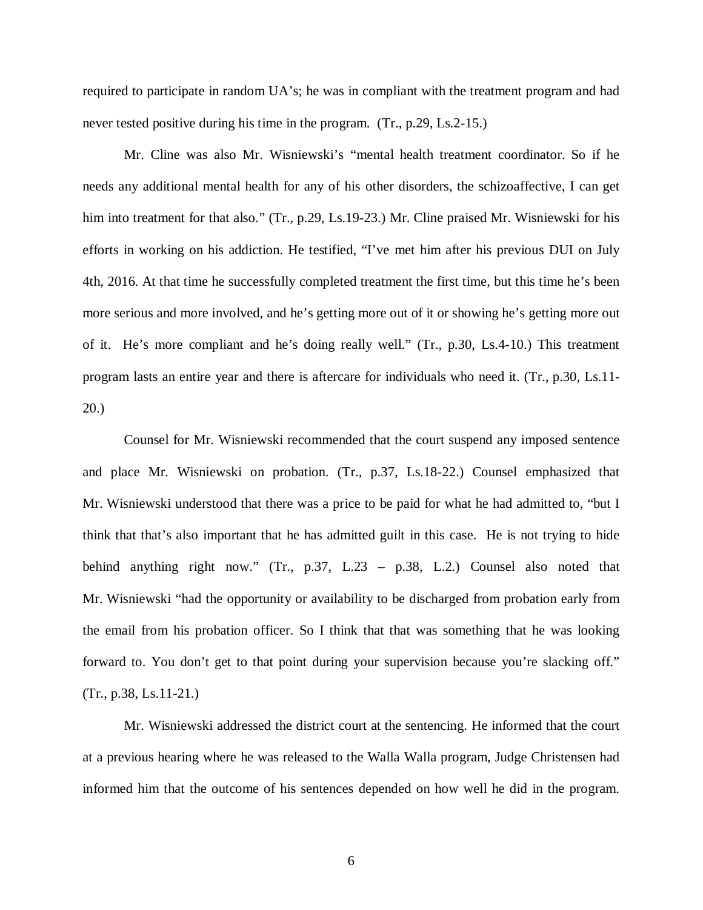required to participate in random UA's; he was in compliant with the treatment program and had never tested positive during his time in the program. (Tr., p.29, Ls.2-15.)

Mr. Cline was also Mr. Wisniewski's "mental health treatment coordinator. So if he needs any additional mental health for any of his other disorders, the schizoaffective, I can get him into treatment for that also." (Tr., p.29, Ls.19-23.) Mr. Cline praised Mr. Wisniewski for his efforts in working on his addiction. He testified, "I've met him after his previous DUI on July 4th, 2016. At that time he successfully completed treatment the first time, but this time he's been more serious and more involved, and he's getting more out of it or showing he's getting more out of it. He's more compliant and he's doing really well." (Tr., p.30, Ls.4-10.) This treatment program lasts an entire year and there is aftercare for individuals who need it. (Tr., p.30, Ls.11-20.)

Counsel for Mr. Wisniewski recommended that the court suspend any imposed sentence and place Mr. Wisniewski on probation. (Tr., p.37, Ls.18-22.) Counsel emphasized that Mr. Wisniewski understood that there was a price to be paid for what he had admitted to, "but I think that that's also important that he has admitted guilt in this case. He is not trying to hide behind anything right now." (Tr., p.37, L.23 – p.38, L.2.) Counsel also noted that Mr. Wisniewski "had the opportunity or availability to be discharged from probation early from the email from his probation officer. So I think that that was something that he was looking forward to. You don't get to that point during your supervision because you're slacking off." (Tr., p.38, Ls.11-21.)

Mr. Wisniewski addressed the district court at the sentencing. He informed that the court at a previous hearing where he was released to the Walla Walla program, Judge Christensen had informed him that the outcome of his sentences depended on how well he did in the program.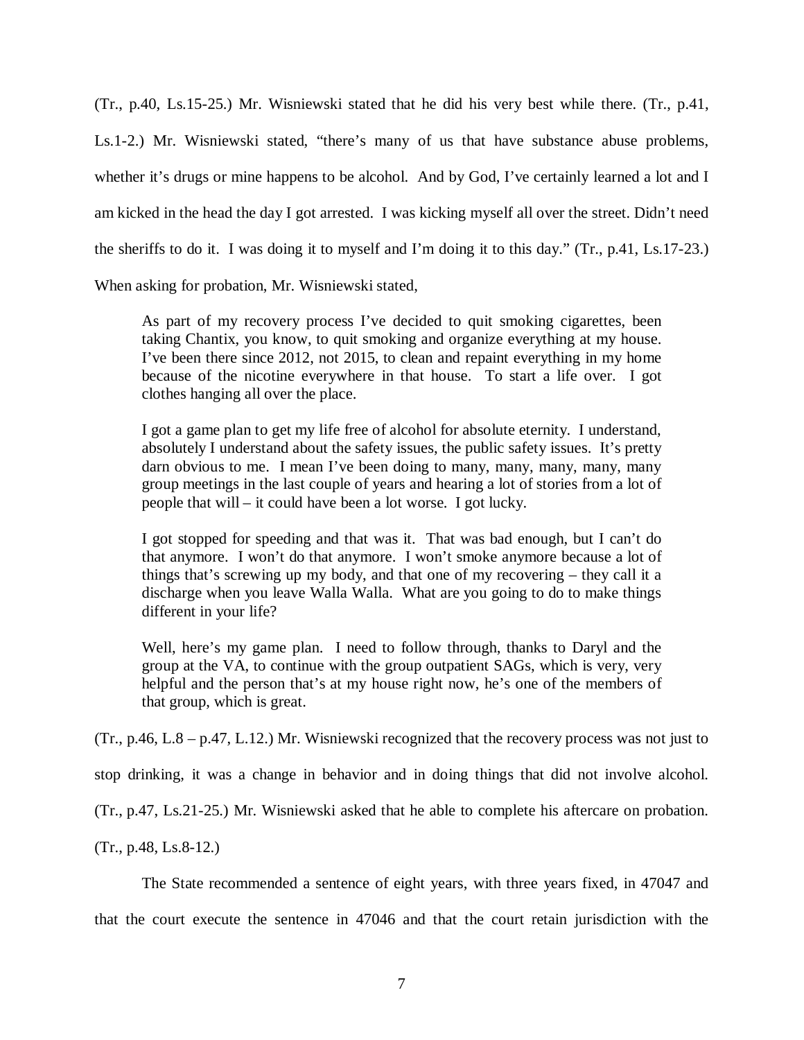(Tr., p.40, Ls.15-25.) Mr. Wisniewski stated that he did his very best while there. (Tr., p.41, Ls.1-2.) Mr. Wisniewski stated, "there's many of us that have substance abuse problems, whether it's drugs or mine happens to be alcohol. And by God, I've certainly learned a lot and I am kicked in the head the day I got arrested. I was kicking myself all over the street. Didn't need the sheriffs to do it. I was doing it to myself and I'm doing it to this day." (Tr., p.41, Ls.17-23.) When asking for probation, Mr. Wisniewski stated,

> As part of my recovery process I've decided to quit smoking cigarettes, been taking Chantix, you know, to quit smoking and organize everything at my house. I've been there since 2012, not 2015, to clean and repaint everything in my home because of the nicotine everywhere in that house. To start a life over. I got clothes hanging all over the place.
>
> I got a game plan to get my life free of alcohol for absolute eternity. I understand, absolutely I understand about the safety issues, the public safety issues. It's pretty darn obvious to me. I mean I've been doing to many, many, many, many, many group meetings in the last couple of years and hearing a lot of stories from a lot of people that will – it could have been a lot worse. I got lucky.
>
> I got stopped for speeding and that was it. That was bad enough, but I can't do that anymore. I won't do that anymore. I won't smoke anymore because a lot of things that's screwing up my body, and that one of my recovering – they call it a discharge when you leave Walla Walla. What are you going to do to make things different in your life?
>
> Well, here's my game plan. I need to follow through, thanks to Daryl and the group at the VA, to continue with the group outpatient SAGs, which is very, very helpful and the person that's at my house right now, he's one of the members of that group, which is great.

(Tr., p.46, L.8 – p.47, L.12.) Mr. Wisniewski recognized that the recovery process was not just to stop drinking, it was a change in behavior and in doing things that did not involve alcohol. (Tr., p.47, Ls.21-25.) Mr. Wisniewski asked that he able to complete his aftercare on probation. (Tr., p.48, Ls.8-12.)

The State recommended a sentence of eight years, with three years fixed, in 47047 and that the court execute the sentence in 47046 and that the court retain jurisdiction with the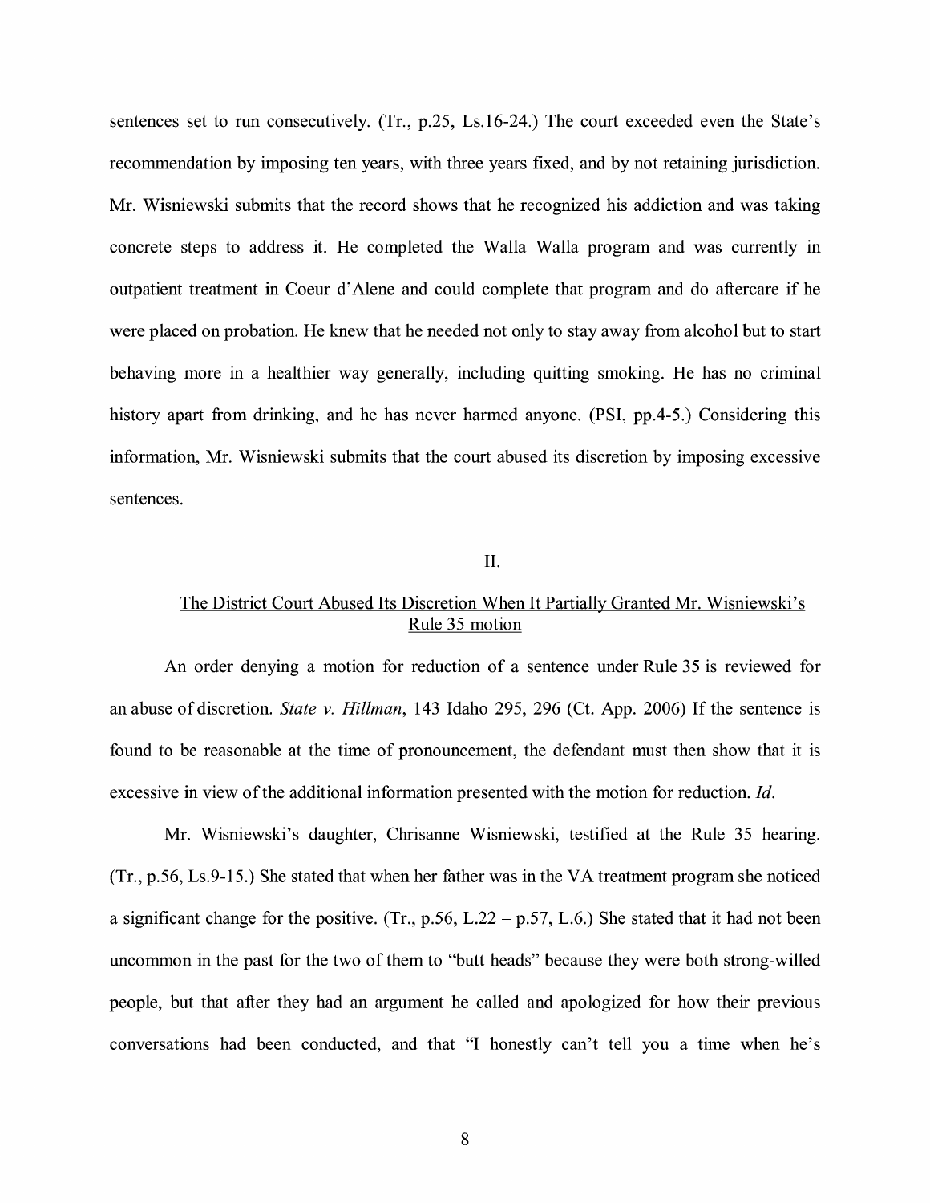sentences set to run consecutively. (Tr., p.25, Ls.16-24.) The court exceeded even the State's recommendation by imposing ten years, with three years fixed, and by not retaining jurisdiction. Mr. Wisniewski submits that the record shows that he recognized his addiction and was taking concrete steps to address it. He completed the Walla Walla program and was currently in outpatient treatment in Coeur d'Alene and could complete that program and do aftercare if he were placed on probation. He knew that he needed not only to stay away from alcohol but to start behaving more in a healthier way generally, including quitting smoking. He has no criminal history apart from drinking, and he has never harmed anyone. (PSI, pp.4-5.) Considering this information, Mr. Wisniewski submits that the court abused its discretion by imposing excessive sentences.

## II.

### <u>The District Court Abused Its Discretion When It Partially Granted Mr. Wisniewski's Rule 35 motion</u>

An order denying a motion for reduction of a sentence under Rule 35 is reviewed for an abuse of discretion. *State v. Hillman*, 143 Idaho 295, 296 (Ct. App. 2006) If the sentence is found to be reasonable at the time of pronouncement, the defendant must then show that it is excessive in view of the additional information presented with the motion for reduction. *Id*.

Mr. Wisniewski's daughter, Chrisanne Wisniewski, testified at the Rule 35 hearing. (Tr., p.56, Ls.9-15.) She stated that when her father was in the VA treatment program she noticed a significant change for the positive. (Tr., p.56, L.22 – p.57, L.6.) She stated that it had not been uncommon in the past for the two of them to "butt heads" because they were both strong-willed people, but that after they had an argument he called and apologized for how their previous conversations had been conducted, and that "I honestly can't tell you a time when he's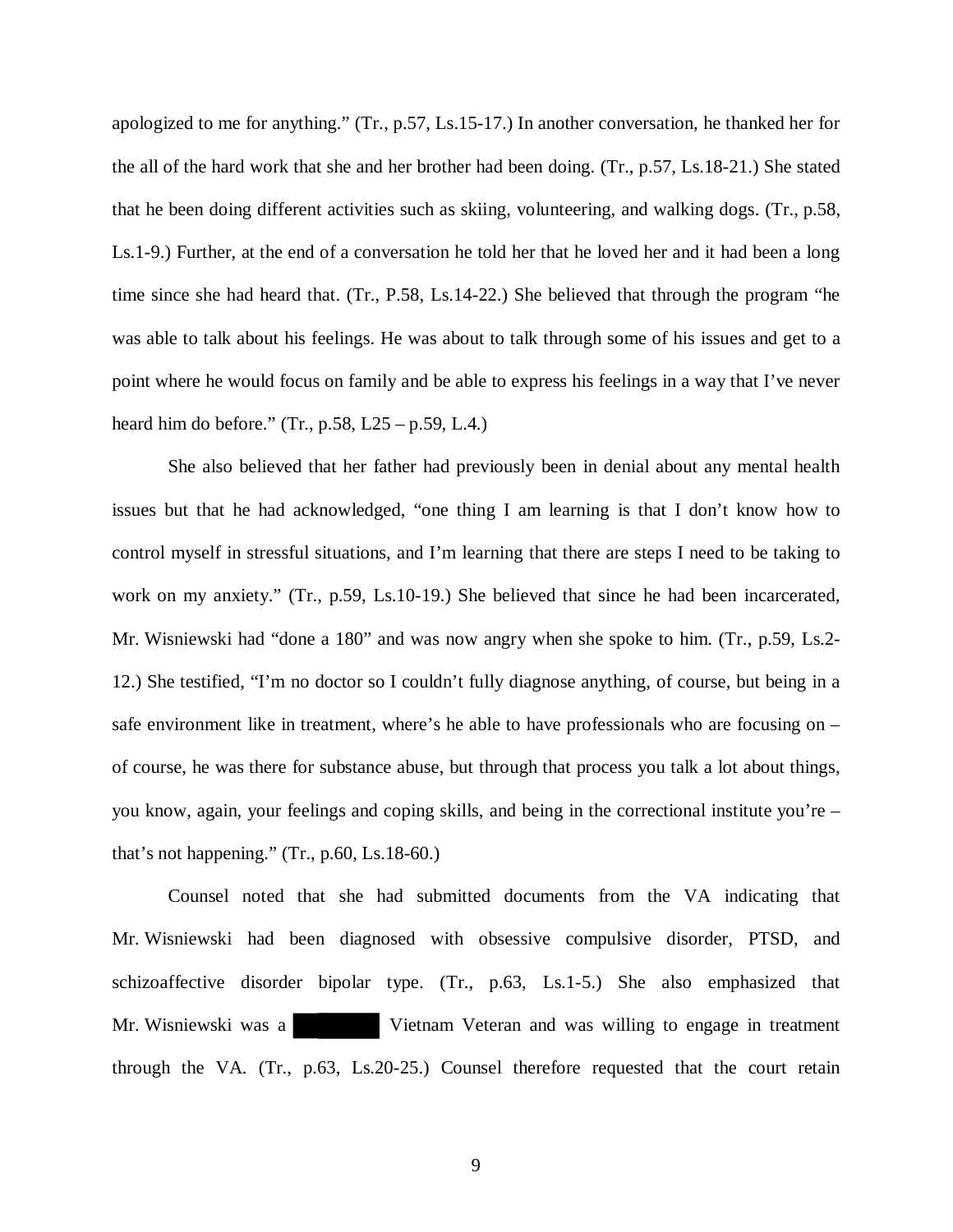apologized to me for anything." (Tr., p.57, Ls.15-17.) In another conversation, he thanked her for the all of the hard work that she and her brother had been doing. (Tr., p.57, Ls.18-21.) She stated that he been doing different activities such as skiing, volunteering, and walking dogs. (Tr., p.58, Ls.1-9.) Further, at the end of a conversation he told her that he loved her and it had been a long time since she had heard that. (Tr., P.58, Ls.14-22.) She believed that through the program "he was able to talk about his feelings. He was about to talk through some of his issues and get to a point where he would focus on family and be able to express his feelings in a way that I've never heard him do before." (Tr., p.58, L25 – p.59, L.4.)

She also believed that her father had previously been in denial about any mental health issues but that he had acknowledged, "one thing I am learning is that I don't know how to control myself in stressful situations, and I'm learning that there are steps I need to be taking to work on my anxiety." (Tr., p.59, Ls.10-19.) She believed that since he had been incarcerated, Mr. Wisniewski had "done a 180" and was now angry when she spoke to him. (Tr., p.59, Ls.2-12.) She testified, "I'm no doctor so I couldn't fully diagnose anything, of course, but being in a safe environment like in treatment, where's he able to have professionals who are focusing on – of course, he was there for substance abuse, but through that process you talk a lot about things, you know, again, your feelings and coping skills, and being in the correctional institute you're – that's not happening." (Tr., p.60, Ls.18-60.)

Counsel noted that she had submitted documents from the VA indicating that Mr. Wisniewski had been diagnosed with obsessive compulsive disorder, PTSD, and schizoaffective disorder bipolar type. (Tr., p.63, Ls.1-5.) She also emphasized that Mr. Wisniewski was a ██████ Vietnam Veteran and was willing to engage in treatment through the VA. (Tr., p.63, Ls.20-25.) Counsel therefore requested that the court retain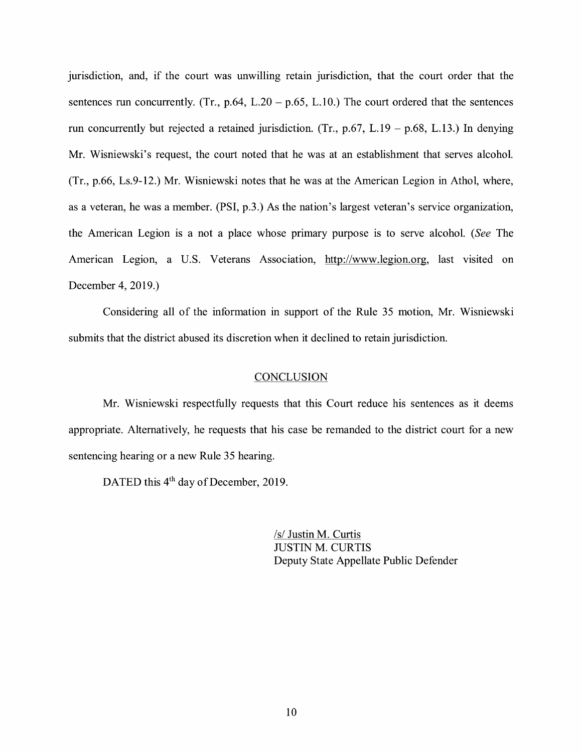jurisdiction, and, if the court was unwilling retain jurisdiction, that the court order that the sentences run concurrently. (Tr., p.64, L.20 – p.65, L.10.) The court ordered that the sentences run concurrently but rejected a retained jurisdiction. (Tr., p.67, L.19 – p.68, L.13.) In denying Mr. Wisniewski's request, the court noted that he was at an establishment that serves alcohol. (Tr., p.66, Ls.9-12.) Mr. Wisniewski notes that he was at the American Legion in Athol, where, as a veteran, he was a member. (PSI, p.3.) As the nation's largest veteran's service organization, the American Legion is a not a place whose primary purpose is to serve alcohol. (*See* The American Legion, a U.S. Veterans Association, http://www.legion.org, last visited on December 4, 2019.)

Considering all of the information in support of the Rule 35 motion, Mr. Wisniewski submits that the district abused its discretion when it declined to retain jurisdiction.

## CONCLUSION

Mr. Wisniewski respectfully requests that this Court reduce his sentences as it deems appropriate. Alternatively, he requests that his case be remanded to the district court for a new sentencing hearing or a new Rule 35 hearing.

DATED this 4th day of December, 2019.

/s/ Justin M. Curtis
JUSTIN M. CURTIS
Deputy State Appellate Public Defender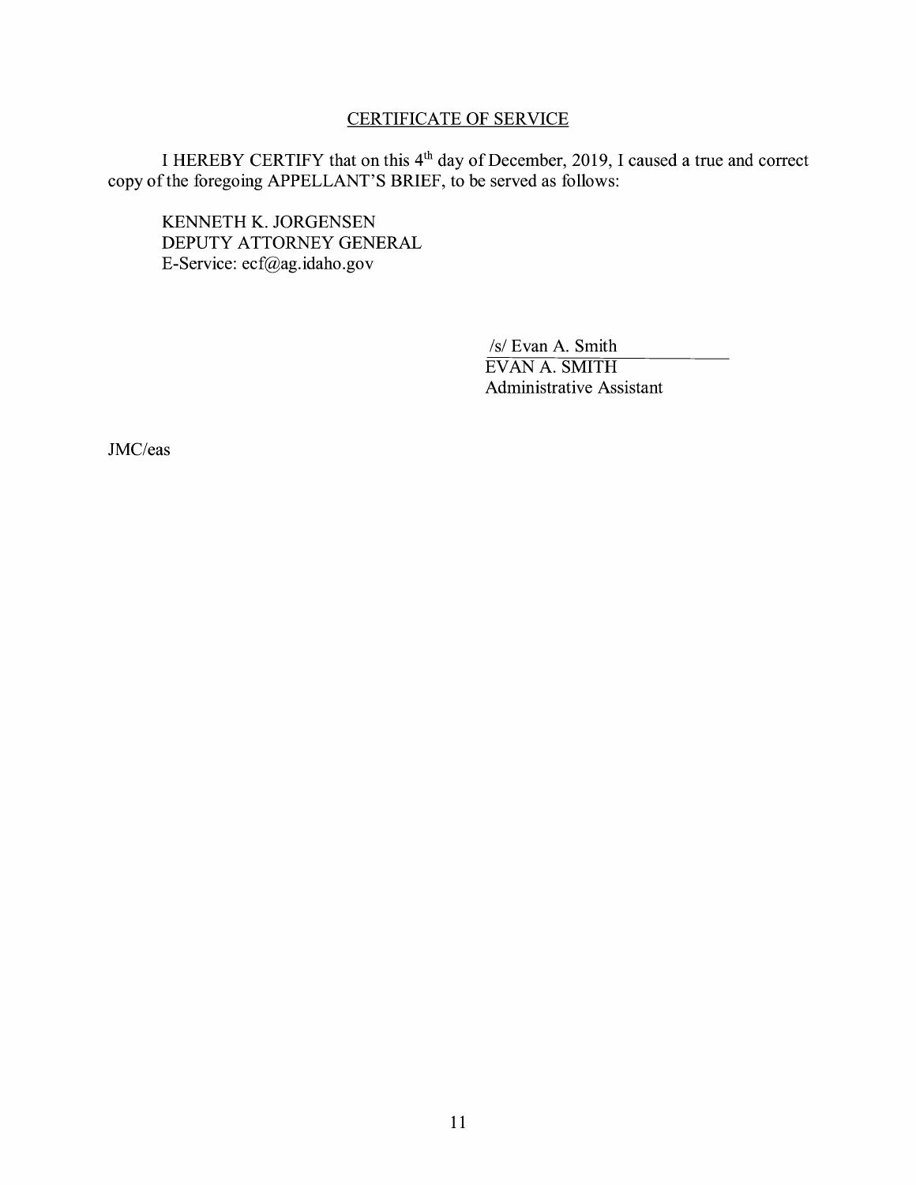## CERTIFICATE OF SERVICE

I HEREBY CERTIFY that on this 4th day of December, 2019, I caused a true and correct copy of the foregoing APPELLANT'S BRIEF, to be served as follows:

KENNETH K. JORGENSEN
DEPUTY ATTORNEY GENERAL
E-Service: ecf@ag.idaho.gov

/s/ Evan A. Smith
EVAN A. SMITH
Administrative Assistant

JMC/eas